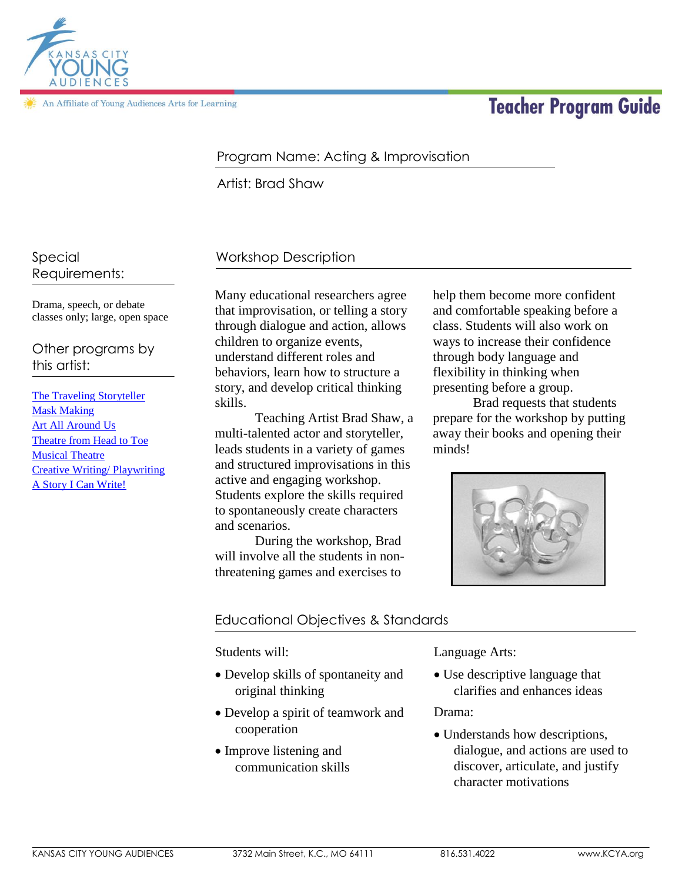Kansas City Young Audiences

An Affiliate of Young Audiences Arts for Learning

# Teacher Program Guide

Program Name: Acting & Improvisation

Artist: Brad Shaw

## Special Requirements:

Drama, speech, or debate classes only; large, open space

## Other programs by this artist:

- The Traveling Storyteller
- Mask Making
- Art All Around Us
- Theatre from Head to Toe
- Musical Theatre
- Creative Writing/ Playwriting
- A Story I Can Write!

## Workshop Description

Many educational researchers agree that improvisation, or telling a story through dialogue and action, allows children to organize events, understand different roles and behaviors, learn how to structure a story, and develop critical thinking skills.

Teaching Artist Brad Shaw, a multi-talented actor and storyteller, leads students in a variety of games and structured improvisations in this active and engaging workshop. Students explore the skills required to spontaneously create characters and scenarios.

During the workshop, Brad will involve all the students in non-threatening games and exercises to help them become more confident and comfortable speaking before a class. Students will also work on ways to increase their confidence through body language and flexibility in thinking when presenting before a group.

Brad requests that students prepare for the workshop by putting away their books and opening their minds!

## Educational Objectives & Standards

Students will:

- Develop skills of spontaneity and original thinking
- Develop a spirit of teamwork and cooperation
- Improve listening and communication skills

Language Arts:

- Use descriptive language that clarifies and enhances ideas

Drama:

- Understands how descriptions, dialogue, and actions are used to discover, articulate, and justify character motivations

KANSAS CITY YOUNG AUDIENCES 3732 Main Street, K.C., MO 64111 816.531.4022 www.KCYA.org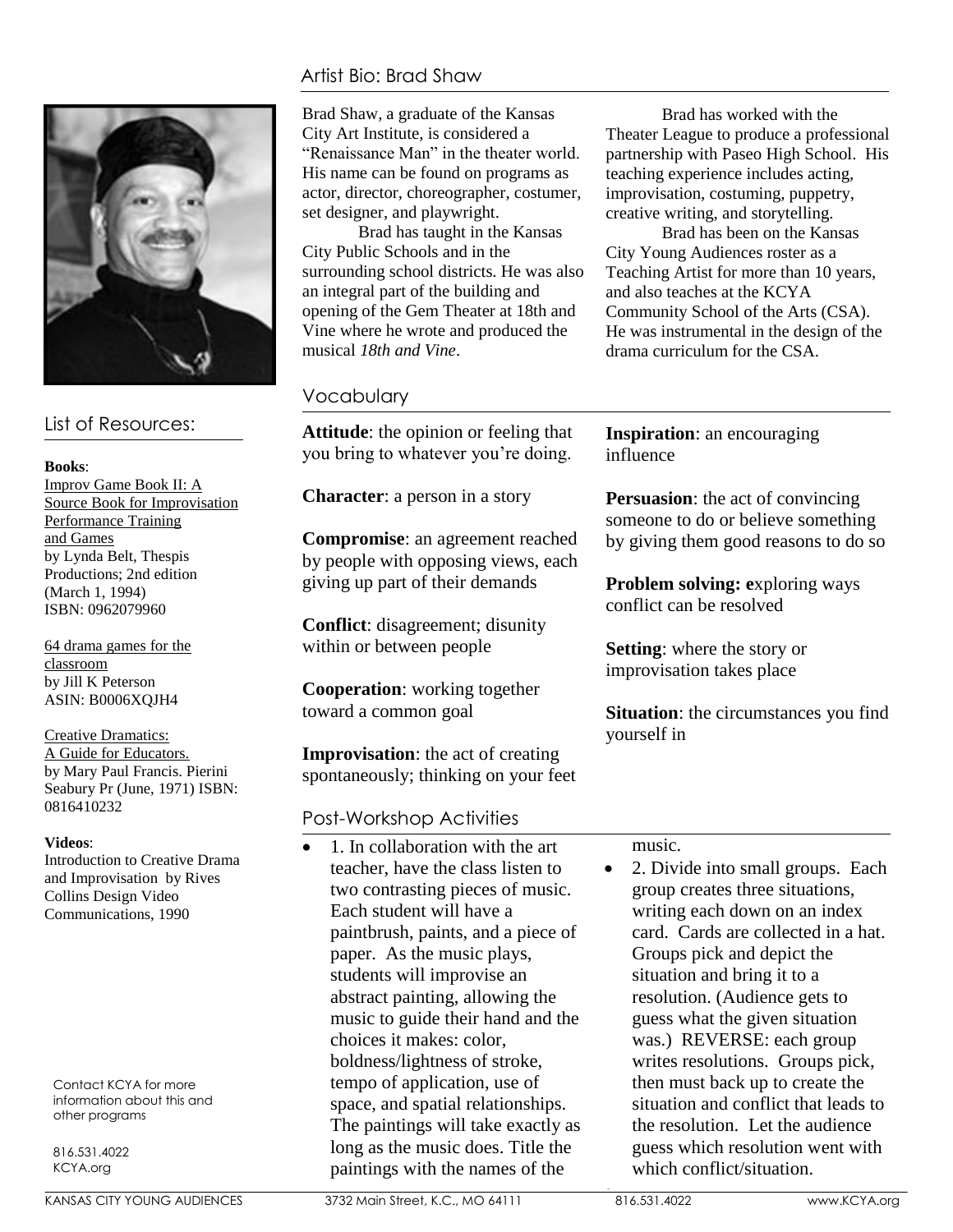## Artist Bio: Brad Shaw

Brad Shaw, a graduate of the Kansas City Art Institute, is considered a "Renaissance Man" in the theater world. His name can be found on programs as actor, director, choreographer, costumer, set designer, and playwright.

Brad has taught in the Kansas City Public Schools and in the surrounding school districts. He was also an integral part of the building and opening of the Gem Theater at 18th and Vine where he wrote and produced the musical *18th and Vine*.

Brad has worked with the Theater League to produce a professional partnership with Paseo High School. His teaching experience includes acting, improvisation, costuming, puppetry, creative writing, and storytelling.

Brad has been on the Kansas City Young Audiences roster as a Teaching Artist for more than 10 years, and also teaches at the KCYA Community School of the Arts (CSA). He was instrumental in the design of the drama curriculum for the CSA.

## Vocabulary

**Attitude**: the opinion or feeling that you bring to whatever you're doing.

**Character**: a person in a story

**Compromise**: an agreement reached by people with opposing views, each giving up part of their demands

**Conflict**: disagreement; disunity within or between people

**Cooperation**: working together toward a common goal

**Improvisation**: the act of creating spontaneously; thinking on your feet

**Inspiration**: an encouraging influence

**Persuasion**: the act of convincing someone to do or believe something by giving them good reasons to do so

**Problem solving: e**xploring ways conflict can be resolved

**Setting**: where the story or improvisation takes place

**Situation**: the circumstances you find yourself in

## Post-Workshop Activities

- 1. In collaboration with the art teacher, have the class listen to two contrasting pieces of music. Each student will have a paintbrush, paints, and a piece of paper. As the music plays, students will improvise an abstract painting, allowing the music to guide their hand and the choices it makes: color, boldness/lightness of stroke, tempo of application, use of space, and spatial relationships. The paintings will take exactly as long as the music does. Title the paintings with the names of the music.
- 2. Divide into small groups. Each group creates three situations, writing each down on an index card. Cards are collected in a hat. Groups pick and depict the situation and bring it to a resolution. (Audience gets to guess what the given situation was.) REVERSE: each group writes resolutions. Groups pick, then must back up to create the situation and conflict that leads to the resolution. Let the audience guess which resolution went with which conflict/situation.

## List of Resources:

**Books**:

Improv Game Book II: A Source Book for Improvisation Performance Training and Games
by Lynda Belt, Thespis Productions; 2nd edition (March 1, 1994)
ISBN: 0962079960

64 drama games for the classroom
by Jill K Peterson
ASIN: B0006XQJH4

Creative Dramatics: A Guide for Educators.
by Mary Paul Francis. Pierini Seabury Pr (June, 1971) ISBN: 0816410232

**Videos**:

Introduction to Creative Drama and Improvisation by Rives Collins Design Video Communications, 1990

Contact KCYA for more information about this and other programs

816.531.4022
KCYA.org